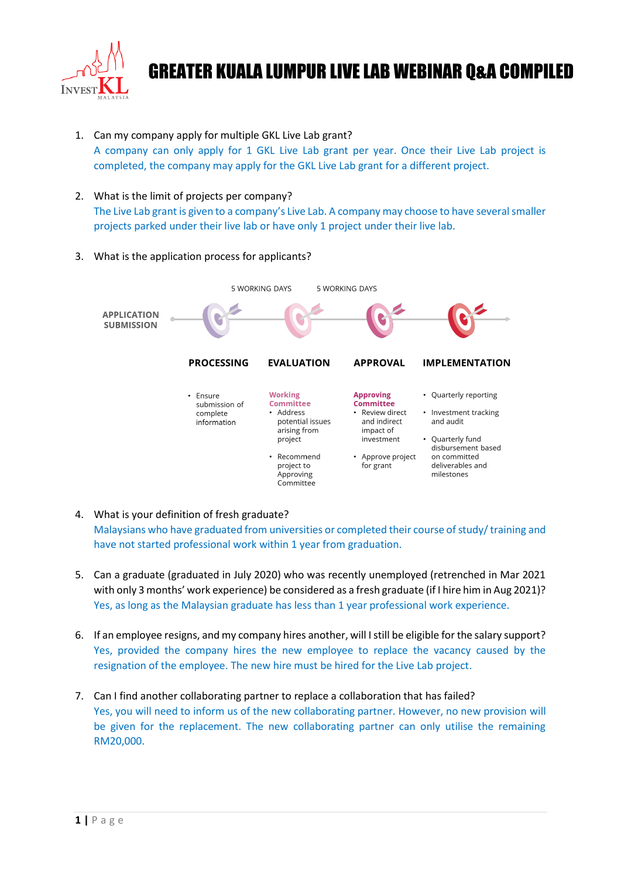# GREATER KUALA LUMPUR LIVE LAB WEBINAR Q&A COMPILED

1. Can my company apply for multiple GKL Live Lab grant?
   A company can only apply for 1 GKL Live Lab grant per year. Once their Live Lab project is completed, the company may apply for the GKL Live Lab grant for a different project.

2. What is the limit of projects per company?
   The Live Lab grant is given to a company's Live Lab. A company may choose to have several smaller projects parked under their live lab or have only 1 project under their live lab.

3. What is the application process for applicants?

   APPLICATION SUBMISSION → PROCESSING → (5 WORKING DAYS) → EVALUATION → (5 WORKING DAYS) → APPROVAL → IMPLEMENTATION

   | PROCESSING | EVALUATION | APPROVAL | IMPLEMENTATION |
   | --- | --- | --- | --- |
   | • Ensure submission of complete information | **Working Committee**<br>• Address potential issues arising from project<br>• Recommend project to Approving Committee | **Approving Committee**<br>• Review direct and indirect impact of investment<br>• Approve project for grant | • Quarterly reporting<br>• Investment tracking and audit<br>• Quarterly fund disbursement based on committed deliverables and milestones |

4. What is your definition of fresh graduate?
   Malaysians who have graduated from universities or completed their course of study/ training and have not started professional work within 1 year from graduation.

5. Can a graduate (graduated in July 2020) who was recently unemployed (retrenched in Mar 2021 with only 3 months' work experience) be considered as a fresh graduate (if I hire him in Aug 2021)?
   Yes, as long as the Malaysian graduate has less than 1 year professional work experience.

6. If an employee resigns, and my company hires another, will I still be eligible for the salary support?
   Yes, provided the company hires the new employee to replace the vacancy caused by the resignation of the employee. The new hire must be hired for the Live Lab project.

7. Can I find another collaborating partner to replace a collaboration that has failed?
   Yes, you will need to inform us of the new collaborating partner. However, no new provision will be given for the replacement. The new collaborating partner can only utilise the remaining RM20,000.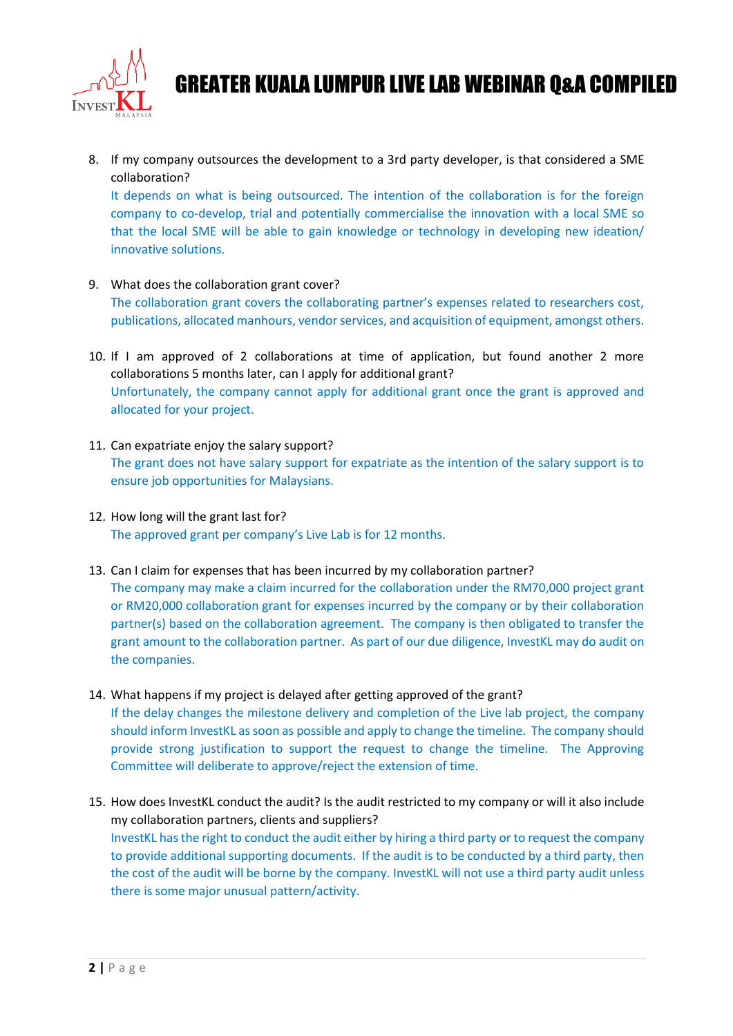8. If my company outsources the development to a 3rd party developer, is that considered a SME collaboration?

   It depends on what is being outsourced. The intention of the collaboration is for the foreign company to co-develop, trial and potentially commercialise the innovation with a local SME so that the local SME will be able to gain knowledge or technology in developing new ideation/ innovative solutions.

9. What does the collaboration grant cover?

   The collaboration grant covers the collaborating partner's expenses related to researchers cost, publications, allocated manhours, vendor services, and acquisition of equipment, amongst others.

10. If I am approved of 2 collaborations at time of application, but found another 2 more collaborations 5 months later, can I apply for additional grant?

    Unfortunately, the company cannot apply for additional grant once the grant is approved and allocated for your project.

11. Can expatriate enjoy the salary support?

    The grant does not have salary support for expatriate as the intention of the salary support is to ensure job opportunities for Malaysians.

12. How long will the grant last for?

    The approved grant per company's Live Lab is for 12 months.

13. Can I claim for expenses that has been incurred by my collaboration partner?

    The company may make a claim incurred for the collaboration under the RM70,000 project grant or RM20,000 collaboration grant for expenses incurred by the company or by their collaboration partner(s) based on the collaboration agreement. The company is then obligated to transfer the grant amount to the collaboration partner. As part of our due diligence, InvestKL may do audit on the companies.

14. What happens if my project is delayed after getting approved of the grant?

    If the delay changes the milestone delivery and completion of the Live lab project, the company should inform InvestKL as soon as possible and apply to change the timeline. The company should provide strong justification to support the request to change the timeline. The Approving Committee will deliberate to approve/reject the extension of time.

15. How does InvestKL conduct the audit? Is the audit restricted to my company or will it also include my collaboration partners, clients and suppliers?

    InvestKL has the right to conduct the audit either by hiring a third party or to request the company to provide additional supporting documents. If the audit is to be conducted by a third party, then the cost of the audit will be borne by the company. InvestKL will not use a third party audit unless there is some major unusual pattern/activity.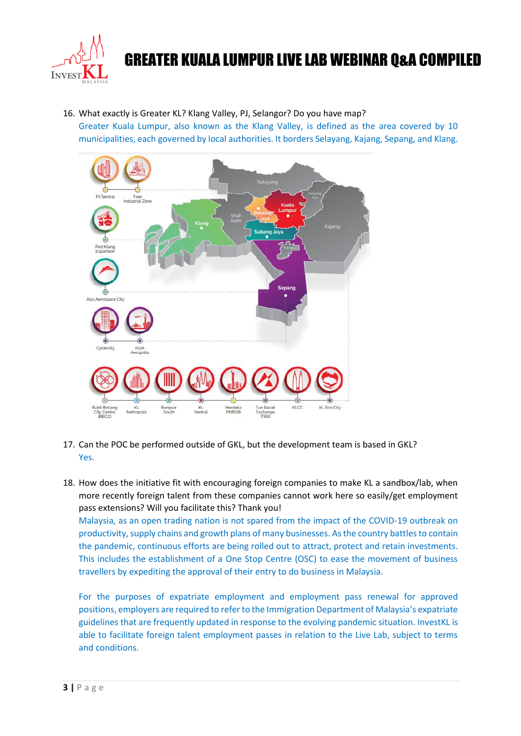16. What exactly is Greater KL? Klang Valley, PJ, Selangor? Do you have map?

    Greater Kuala Lumpur, also known as the Klang Valley, is defined as the area covered by 10 municipalities, each governed by local authorities. It borders Selayang, Kajang, Sepang, and Klang.

17. Can the POC be performed outside of GKL, but the development team is based in GKL?

    Yes.

18. How does the initiative fit with encouraging foreign companies to make KL a sandbox/lab, when more recently foreign talent from these companies cannot work here so easily/get employment pass extensions? Will you facilitate this? Thank you!

    Malaysia, as an open trading nation is not spared from the impact of the COVID-19 outbreak on productivity, supply chains and growth plans of many businesses. As the country battles to contain the pandemic, continuous efforts are being rolled out to attract, protect and retain investments. This includes the establishment of a One Stop Centre (OSC) to ease the movement of business travellers by expediting the approval of their entry to do business in Malaysia.

    For the purposes of expatriate employment and employment pass renewal for approved positions, employers are required to refer to the Immigration Department of Malaysia's expatriate guidelines that are frequently updated in response to the evolving pandemic situation. InvestKL is able to facilitate foreign talent employment passes in relation to the Live Lab, subject to terms and conditions.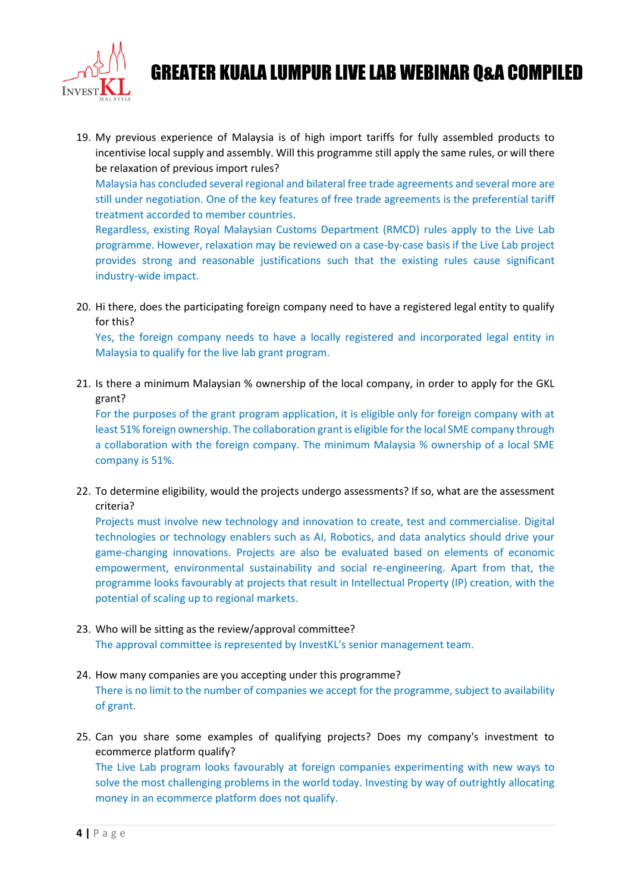19. My previous experience of Malaysia is of high import tariffs for fully assembled products to incentivise local supply and assembly. Will this programme still apply the same rules, or will there be relaxation of previous import rules?

    Malaysia has concluded several regional and bilateral free trade agreements and several more are still under negotiation. One of the key features of free trade agreements is the preferential tariff treatment accorded to member countries.

    Regardless, existing Royal Malaysian Customs Department (RMCD) rules apply to the Live Lab programme. However, relaxation may be reviewed on a case-by-case basis if the Live Lab project provides strong and reasonable justifications such that the existing rules cause significant industry-wide impact.

20. Hi there, does the participating foreign company need to have a registered legal entity to qualify for this?

    Yes, the foreign company needs to have a locally registered and incorporated legal entity in Malaysia to qualify for the live lab grant program.

21. Is there a minimum Malaysian % ownership of the local company, in order to apply for the GKL grant?

    For the purposes of the grant program application, it is eligible only for foreign company with at least 51% foreign ownership. The collaboration grant is eligible for the local SME company through a collaboration with the foreign company. The minimum Malaysia % ownership of a local SME company is 51%.

22. To determine eligibility, would the projects undergo assessments? If so, what are the assessment criteria?

    Projects must involve new technology and innovation to create, test and commercialise. Digital technologies or technology enablers such as AI, Robotics, and data analytics should drive your game-changing innovations. Projects are also be evaluated based on elements of economic empowerment, environmental sustainability and social re-engineering. Apart from that, the programme looks favourably at projects that result in Intellectual Property (IP) creation, with the potential of scaling up to regional markets.

23. Who will be sitting as the review/approval committee?

    The approval committee is represented by InvestKL's senior management team.

24. How many companies are you accepting under this programme?

    There is no limit to the number of companies we accept for the programme, subject to availability of grant.

25. Can you share some examples of qualifying projects? Does my company's investment to ecommerce platform qualify?

    The Live Lab program looks favourably at foreign companies experimenting with new ways to solve the most challenging problems in the world today. Investing by way of outrightly allocating money in an ecommerce platform does not qualify.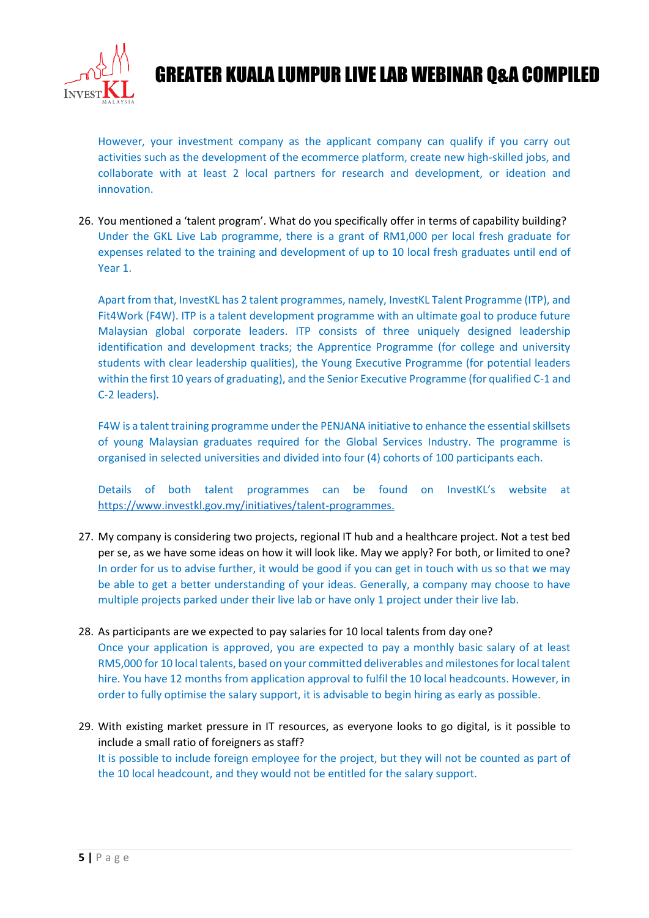However, your investment company as the applicant company can qualify if you carry out activities such as the development of the ecommerce platform, create new high-skilled jobs, and collaborate with at least 2 local partners for research and development, or ideation and innovation.

26. You mentioned a 'talent program'. What do you specifically offer in terms of capability building?
    Under the GKL Live Lab programme, there is a grant of RM1,000 per local fresh graduate for expenses related to the training and development of up to 10 local fresh graduates until end of Year 1.

    Apart from that, InvestKL has 2 talent programmes, namely, InvestKL Talent Programme (ITP), and Fit4Work (F4W). ITP is a talent development programme with an ultimate goal to produce future Malaysian global corporate leaders. ITP consists of three uniquely designed leadership identification and development tracks; the Apprentice Programme (for college and university students with clear leadership qualities), the Young Executive Programme (for potential leaders within the first 10 years of graduating), and the Senior Executive Programme (for qualified C-1 and C-2 leaders).

    F4W is a talent training programme under the PENJANA initiative to enhance the essential skillsets of young Malaysian graduates required for the Global Services Industry. The programme is organised in selected universities and divided into four (4) cohorts of 100 participants each.

    Details of both talent programmes can be found on InvestKL's website at https://www.investkl.gov.my/initiatives/talent-programmes.

27. My company is considering two projects, regional IT hub and a healthcare project. Not a test bed per se, as we have some ideas on how it will look like. May we apply? For both, or limited to one?
    In order for us to advise further, it would be good if you can get in touch with us so that we may be able to get a better understanding of your ideas. Generally, a company may choose to have multiple projects parked under their live lab or have only 1 project under their live lab.

28. As participants are we expected to pay salaries for 10 local talents from day one?
    Once your application is approved, you are expected to pay a monthly basic salary of at least RM5,000 for 10 local talents, based on your committed deliverables and milestones for local talent hire. You have 12 months from application approval to fulfil the 10 local headcounts. However, in order to fully optimise the salary support, it is advisable to begin hiring as early as possible.

29. With existing market pressure in IT resources, as everyone looks to go digital, is it possible to include a small ratio of foreigners as staff?
    It is possible to include foreign employee for the project, but they will not be counted as part of the 10 local headcount, and they would not be entitled for the salary support.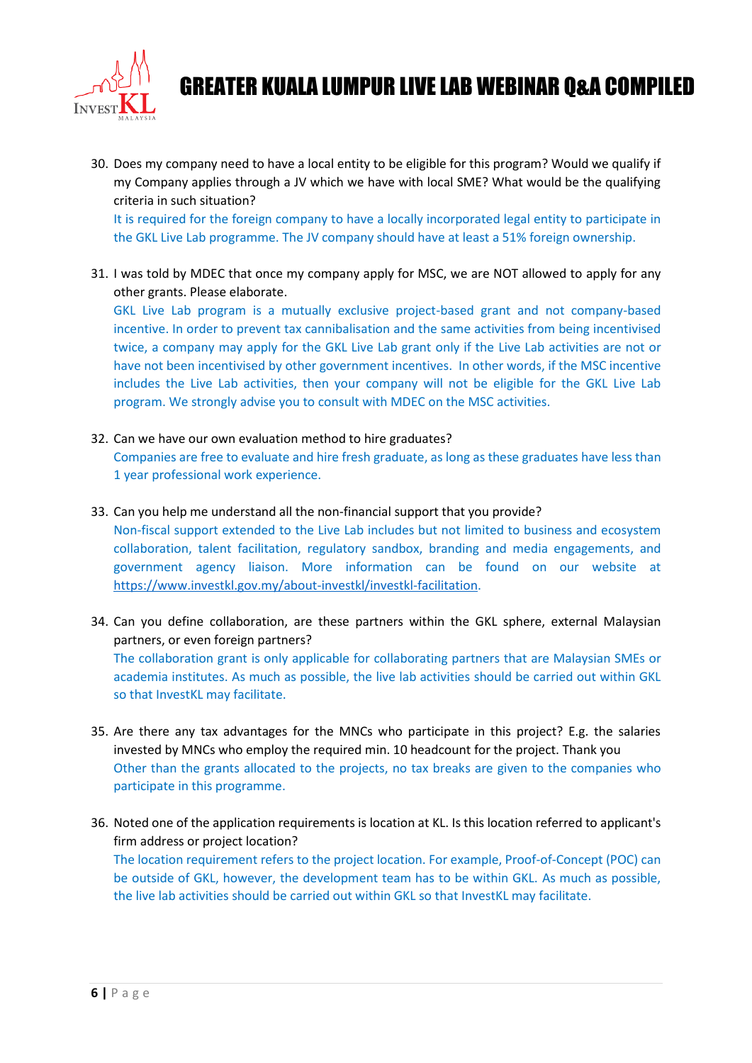30. Does my company need to have a local entity to be eligible for this program? Would we qualify if my Company applies through a JV which we have with local SME? What would be the qualifying criteria in such situation?
    It is required for the foreign company to have a locally incorporated legal entity to participate in the GKL Live Lab programme. The JV company should have at least a 51% foreign ownership.

31. I was told by MDEC that once my company apply for MSC, we are NOT allowed to apply for any other grants. Please elaborate.
    GKL Live Lab program is a mutually exclusive project-based grant and not company-based incentive. In order to prevent tax cannibalisation and the same activities from being incentivised twice, a company may apply for the GKL Live Lab grant only if the Live Lab activities are not or have not been incentivised by other government incentives. In other words, if the MSC incentive includes the Live Lab activities, then your company will not be eligible for the GKL Live Lab program. We strongly advise you to consult with MDEC on the MSC activities.

32. Can we have our own evaluation method to hire graduates?
    Companies are free to evaluate and hire fresh graduate, as long as these graduates have less than 1 year professional work experience.

33. Can you help me understand all the non-financial support that you provide?
    Non-fiscal support extended to the Live Lab includes but not limited to business and ecosystem collaboration, talent facilitation, regulatory sandbox, branding and media engagements, and government agency liaison. More information can be found on our website at https://www.investkl.gov.my/about-investkl/investkl-facilitation.

34. Can you define collaboration, are these partners within the GKL sphere, external Malaysian partners, or even foreign partners?
    The collaboration grant is only applicable for collaborating partners that are Malaysian SMEs or academia institutes. As much as possible, the live lab activities should be carried out within GKL so that InvestKL may facilitate.

35. Are there any tax advantages for the MNCs who participate in this project? E.g. the salaries invested by MNCs who employ the required min. 10 headcount for the project. Thank you
    Other than the grants allocated to the projects, no tax breaks are given to the companies who participate in this programme.

36. Noted one of the application requirements is location at KL. Is this location referred to applicant's firm address or project location?
    The location requirement refers to the project location. For example, Proof-of-Concept (POC) can be outside of GKL, however, the development team has to be within GKL. As much as possible, the live lab activities should be carried out within GKL so that InvestKL may facilitate.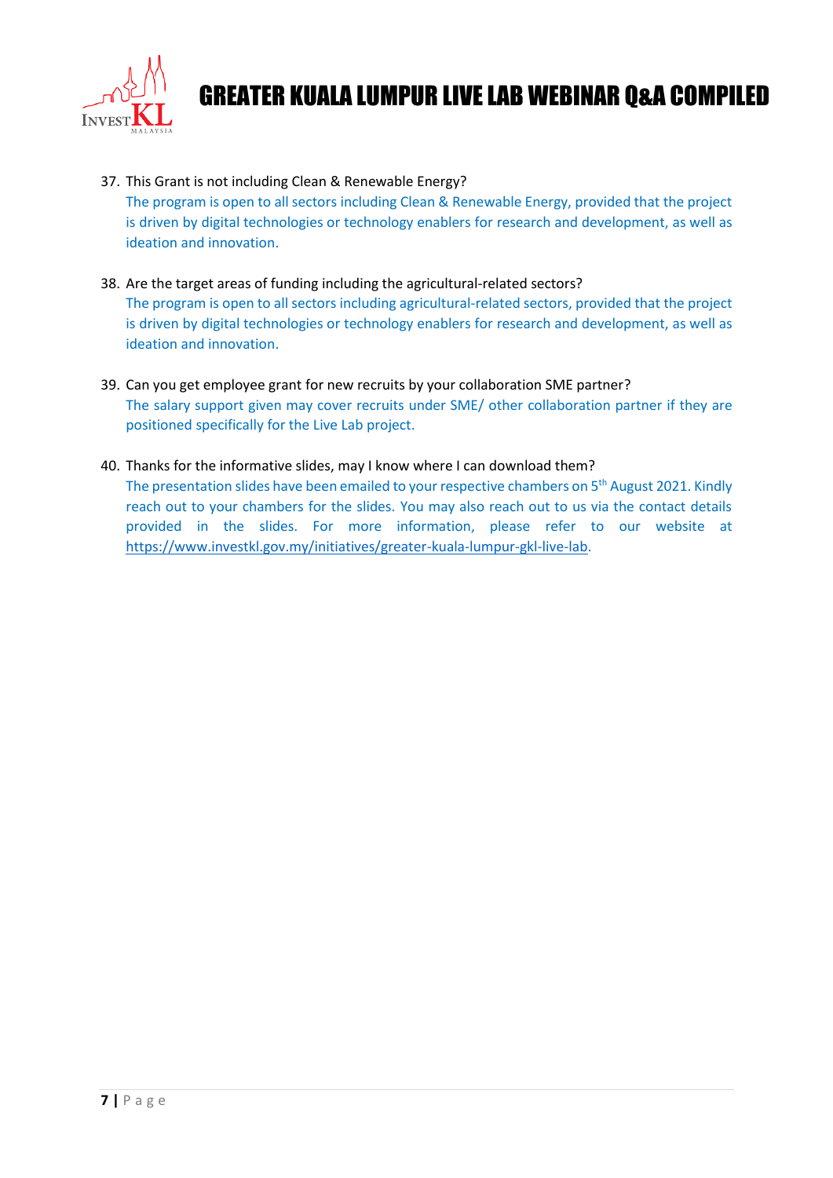37. This Grant is not including Clean & Renewable Energy?
    The program is open to all sectors including Clean & Renewable Energy, provided that the project is driven by digital technologies or technology enablers for research and development, as well as ideation and innovation.

38. Are the target areas of funding including the agricultural-related sectors?
    The program is open to all sectors including agricultural-related sectors, provided that the project is driven by digital technologies or technology enablers for research and development, as well as ideation and innovation.

39. Can you get employee grant for new recruits by your collaboration SME partner?
    The salary support given may cover recruits under SME/ other collaboration partner if they are positioned specifically for the Live Lab project.

40. Thanks for the informative slides, may I know where I can download them?
    The presentation slides have been emailed to your respective chambers on 5th August 2021. Kindly reach out to your chambers for the slides. You may also reach out to us via the contact details provided in the slides. For more information, please refer to our website at https://www.investkl.gov.my/initiatives/greater-kuala-lumpur-gkl-live-lab.